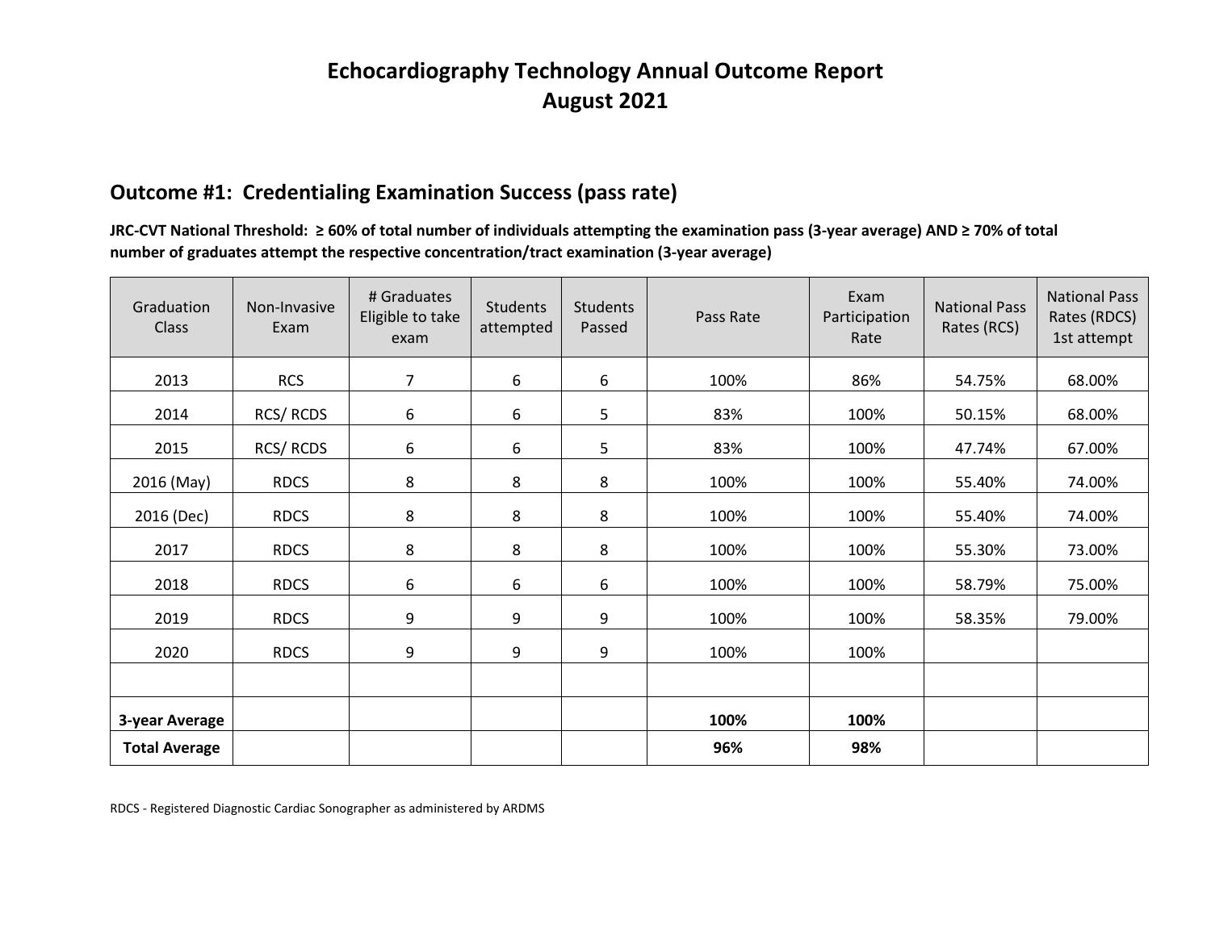# Echocardiography Technology Annual Outcome Report
# August 2021

## Outcome #1: Credentialing Examination Success (pass rate)

**JRC-CVT National Threshold: ≥ 60% of total number of individuals attempting the examination pass (3-year average) AND ≥ 70% of total number of graduates attempt the respective concentration/tract examination (3-year average)**

| Graduation Class | Non-Invasive Exam | # Graduates Eligible to take exam | Students attempted | Students Passed | Pass Rate | Exam Participation Rate | National Pass Rates (RCS) | National Pass Rates (RDCS) 1st attempt |
|---|---|---|---|---|---|---|---|---|
| 2013 | RCS | 7 | 6 | 6 | 100% | 86% | 54.75% | 68.00% |
| 2014 | RCS/ RCDS | 6 | 6 | 5 | 83% | 100% | 50.15% | 68.00% |
| 2015 | RCS/ RCDS | 6 | 6 | 5 | 83% | 100% | 47.74% | 67.00% |
| 2016 (May) | RDCS | 8 | 8 | 8 | 100% | 100% | 55.40% | 74.00% |
| 2016 (Dec) | RDCS | 8 | 8 | 8 | 100% | 100% | 55.40% | 74.00% |
| 2017 | RDCS | 8 | 8 | 8 | 100% | 100% | 55.30% | 73.00% |
| 2018 | RDCS | 6 | 6 | 6 | 100% | 100% | 58.79% | 75.00% |
| 2019 | RDCS | 9 | 9 | 9 | 100% | 100% | 58.35% | 79.00% |
| 2020 | RDCS | 9 | 9 | 9 | 100% | 100% | | |
| | | | | | | | | |
| **3-year Average** | | | | | **100%** | **100%** | | |
| **Total Average** | | | | | **96%** | **98%** | | |

RDCS - Registered Diagnostic Cardiac Sonographer as administered by ARDMS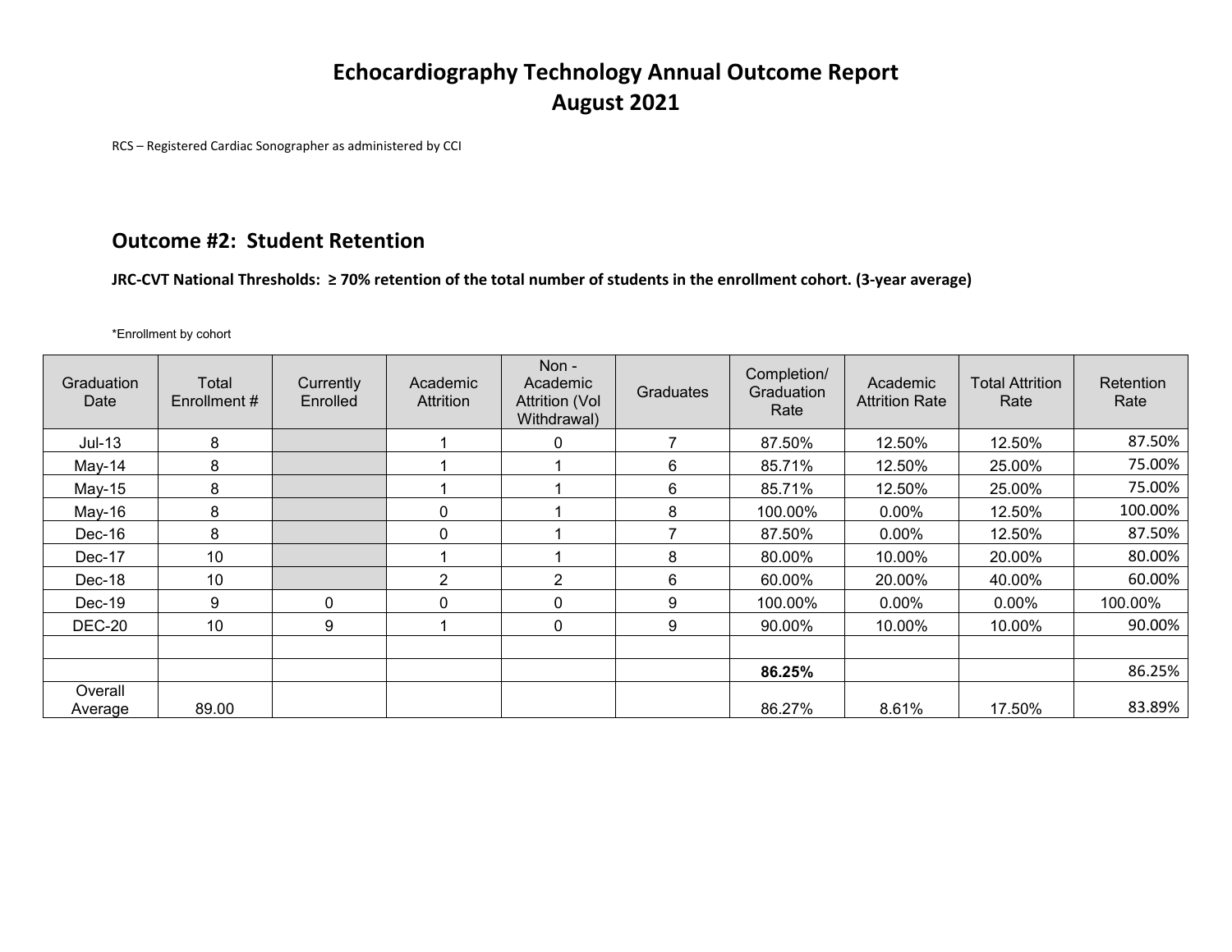# Echocardiography Technology Annual Outcome Report
# August 2021

RCS – Registered Cardiac Sonographer as administered by CCI

## Outcome #2: Student Retention

**JRC-CVT National Thresholds: ≥ 70% retention of the total number of students in the enrollment cohort. (3-year average)**

*Enrollment by cohort

| Graduation Date | Total Enrollment # | Currently Enrolled | Academic Attrition | Non - Academic Attrition (Vol Withdrawal) | Graduates | Completion/ Graduation Rate | Academic Attrition Rate | Total Attrition Rate | Retention Rate |
|---|---|---|---|---|---|---|---|---|---|
| Jul-13 | 8 | | 1 | 0 | 7 | 87.50% | 12.50% | 12.50% | 87.50% |
| May-14 | 8 | | 1 | 1 | 6 | 85.71% | 12.50% | 25.00% | 75.00% |
| May-15 | 8 | | 1 | 1 | 6 | 85.71% | 12.50% | 25.00% | 75.00% |
| May-16 | 8 | | 0 | 1 | 8 | 100.00% | 0.00% | 12.50% | 100.00% |
| Dec-16 | 8 | | 0 | 1 | 7 | 87.50% | 0.00% | 12.50% | 87.50% |
| Dec-17 | 10 | | 1 | 1 | 8 | 80.00% | 10.00% | 20.00% | 80.00% |
| Dec-18 | 10 | | 2 | 2 | 6 | 60.00% | 20.00% | 40.00% | 60.00% |
| Dec-19 | 9 | 0 | 0 | 0 | 9 | 100.00% | 0.00% | 0.00% | 100.00% |
| DEC-20 | 10 | 9 | 1 | 0 | 9 | 90.00% | 10.00% | 10.00% | 90.00% |
| | | | | | | | | | |
| | | | | | | **86.25%** | | | 86.25% |
| Overall Average | 89.00 | | | | | 86.27% | 8.61% | 17.50% | 83.89% |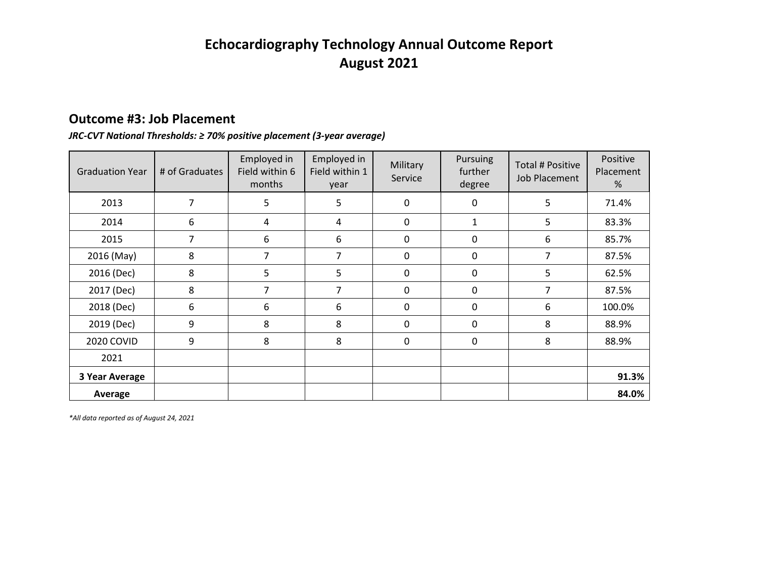# Echocardiography Technology Annual Outcome Report
# August 2021

## Outcome #3: Job Placement

***JRC-CVT National Thresholds: ≥ 70% positive placement (3-year average)***

| Graduation Year | # of Graduates | Employed in Field within 6 months | Employed in Field within 1 year | Military Service | Pursuing further degree | Total # Positive Job Placement | Positive Placement % |
|---|---|---|---|---|---|---|---|
| 2013 | 7 | 5 | 5 | 0 | 0 | 5 | 71.4% |
| 2014 | 6 | 4 | 4 | 0 | 1 | 5 | 83.3% |
| 2015 | 7 | 6 | 6 | 0 | 0 | 6 | 85.7% |
| 2016 (May) | 8 | 7 | 7 | 0 | 0 | 7 | 87.5% |
| 2016 (Dec) | 8 | 5 | 5 | 0 | 0 | 5 | 62.5% |
| 2017 (Dec) | 8 | 7 | 7 | 0 | 0 | 7 | 87.5% |
| 2018 (Dec) | 6 | 6 | 6 | 0 | 0 | 6 | 100.0% |
| 2019 (Dec) | 9 | 8 | 8 | 0 | 0 | 8 | 88.9% |
| 2020 COVID | 9 | 8 | 8 | 0 | 0 | 8 | 88.9% |
| 2021 | | | | | | | |
| **3 Year Average** | | | | | | | **91.3%** |
| **Average** | | | | | | | **84.0%** |

**All data reported as of August 24, 2021*